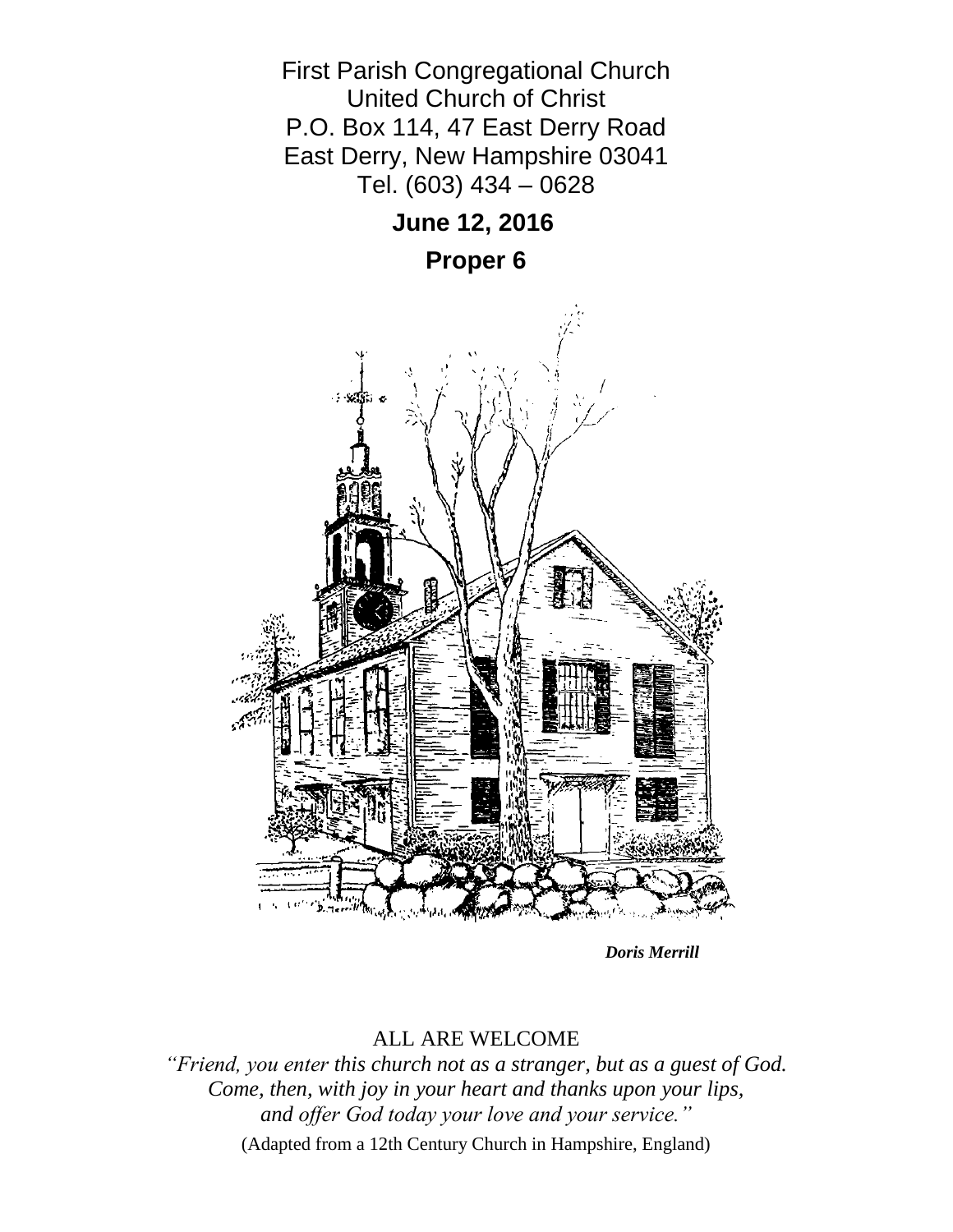First Parish Congregational Church
United Church of Christ
P.O. Box 114, 47 East Derry Road
East Derry, New Hampshire 03041
Tel. (603) 434 – 0628

**June 12, 2016**

**Proper 6**

***Doris Merrill***

ALL ARE WELCOME

*"Friend, you enter this church not as a stranger, but as a guest of God.*
*Come, then, with joy in your heart and thanks upon your lips,*
*and offer God today your love and your service."*

(Adapted from a 12th Century Church in Hampshire, England)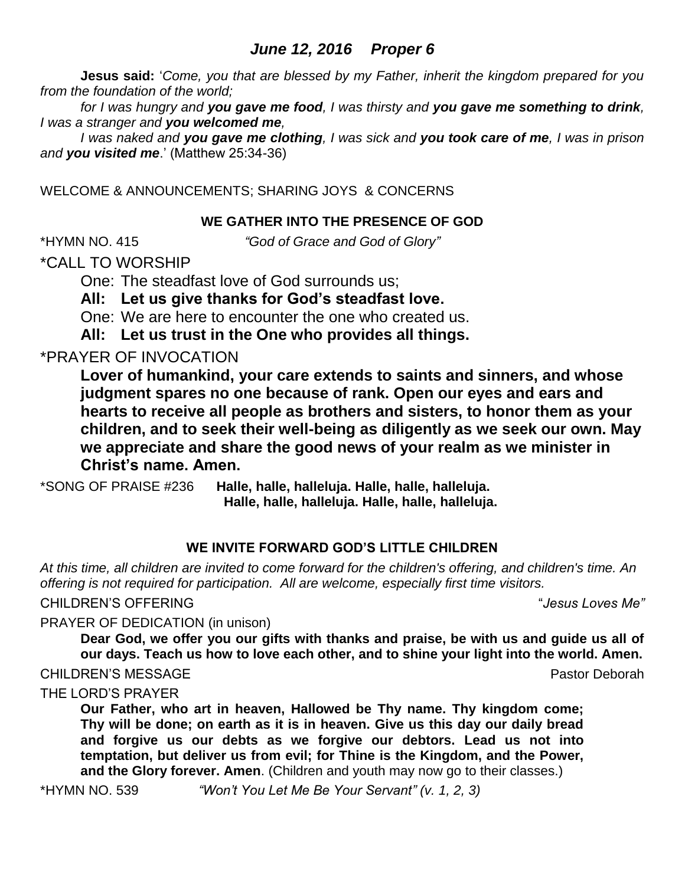## *June 12, 2016 Proper 6*

**Jesus said:** '*Come, you that are blessed by my Father, inherit the kingdom prepared for you from the foundation of the world;*

*for I was hungry and **you gave me food**, I was thirsty and **you gave me something to drink**, I was a stranger and **you welcomed me**,*

*I was naked and **you gave me clothing**, I was sick and **you took care of me**, I was in prison and **you visited me**.*' (Matthew 25:34-36)

WELCOME & ANNOUNCEMENTS; SHARING JOYS & CONCERNS

### WE GATHER INTO THE PRESENCE OF GOD

*HYMN NO. 415 *"God of Grace and God of Glory"*

*CALL TO WORSHIP

One: The steadfast love of God surrounds us;

**All: Let us give thanks for God's steadfast love.**

One: We are here to encounter the one who created us.

**All: Let us trust in the One who provides all things.**

*PRAYER OF INVOCATION

**Lover of humankind, your care extends to saints and sinners, and whose judgment spares no one because of rank. Open our eyes and ears and hearts to receive all people as brothers and sisters, to honor them as your children, and to seek their well-being as diligently as we seek our own. May we appreciate and share the good news of your realm as we minister in Christ's name. Amen.**

*SONG OF PRAISE #236 **Halle, halle, halleluja. Halle, halle, halleluja.**
**Halle, halle, halleluja. Halle, halle, halleluja.**

### WE INVITE FORWARD GOD'S LITTLE CHILDREN

*At this time, all children are invited to come forward for the children's offering, and children's time. An offering is not required for participation. All are welcome, especially first time visitors.*

CHILDREN'S OFFERING "*Jesus Loves Me"*

PRAYER OF DEDICATION (in unison)

**Dear God, we offer you our gifts with thanks and praise, be with us and guide us all of our days. Teach us how to love each other, and to shine your light into the world. Amen.**

CHILDREN'S MESSAGE Pastor Deborah

THE LORD'S PRAYER

**Our Father, who art in heaven, Hallowed be Thy name. Thy kingdom come; Thy will be done; on earth as it is in heaven. Give us this day our daily bread and forgive us our debts as we forgive our debtors. Lead us not into temptation, but deliver us from evil; for Thine is the Kingdom, and the Power, and the Glory forever. Amen**. (Children and youth may now go to their classes.)

*HYMN NO. 539 *"Won't You Let Me Be Your Servant" (v. 1, 2, 3)*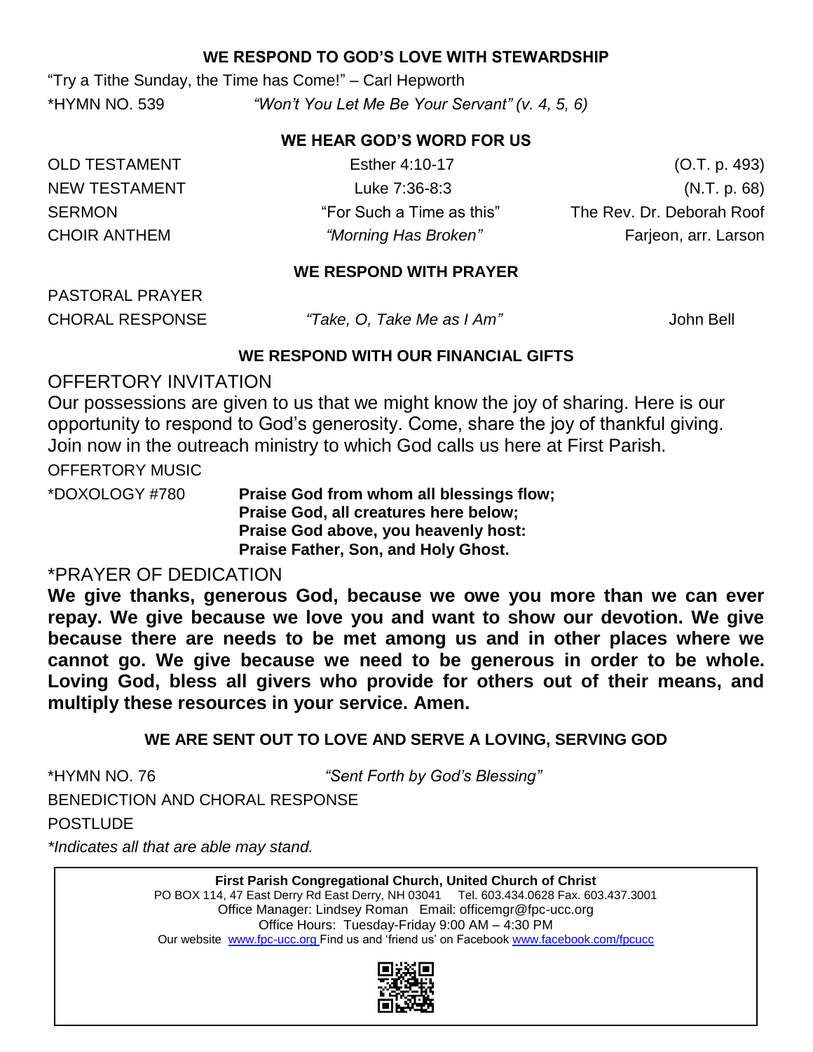## WE RESPOND TO GOD'S LOVE WITH STEWARDSHIP

"Try a Tithe Sunday, the Time has Come!" – Carl Hepworth

*HYMN NO. 539 *"Won't You Let Me Be Your Servant" (v. 4, 5, 6)*

## WE HEAR GOD'S WORD FOR US

| | | |
|---|---|---|
| OLD TESTAMENT | Esther 4:10-17 | (O.T. p. 493) |
| NEW TESTAMENT | Luke 7:36-8:3 | (N.T. p. 68) |
| SERMON | "For Such a Time as this" | The Rev. Dr. Deborah Roof |
| CHOIR ANTHEM | *"Morning Has Broken"* | Farjeon, arr. Larson |

## WE RESPOND WITH PRAYER

PASTORAL PRAYER

CHORAL RESPONSE *"Take, O, Take Me as I Am"* John Bell

## WE RESPOND WITH OUR FINANCIAL GIFTS

OFFERTORY INVITATION

Our possessions are given to us that we might know the joy of sharing. Here is our opportunity to respond to God's generosity. Come, share the joy of thankful giving. Join now in the outreach ministry to which God calls us here at First Parish.

OFFERTORY MUSIC

*DOXOLOGY #780

**Praise God from whom all blessings flow;**
**Praise God, all creatures here below;**
**Praise God above, you heavenly host:**
**Praise Father, Son, and Holy Ghost.**

*PRAYER OF DEDICATION

**We give thanks, generous God, because we owe you more than we can ever repay. We give because we love you and want to show our devotion. We give because there are needs to be met among us and in other places where we cannot go. We give because we need to be generous in order to be whole. Loving God, bless all givers who provide for others out of their means, and multiply these resources in your service. Amen.**

## WE ARE SENT OUT TO LOVE AND SERVE A LOVING, SERVING GOD

*HYMN NO. 76 *"Sent Forth by God's Blessing"*

BENEDICTION AND CHORAL RESPONSE

POSTLUDE

**Indicates all that are able may stand.*

---

**First Parish Congregational Church, United Church of Christ**
PO BOX 114, 47 East Derry Rd East Derry, NH 03041 Tel. 603.434.0628 Fax. 603.437.3001
Office Manager: Lindsey Roman Email: officemgr@fpc-ucc.org
Office Hours: Tuesday-Friday 9:00 AM – 4:30 PM
Our website www.fpc-ucc.org Find us and 'friend us' on Facebook www.facebook.com/fpcucc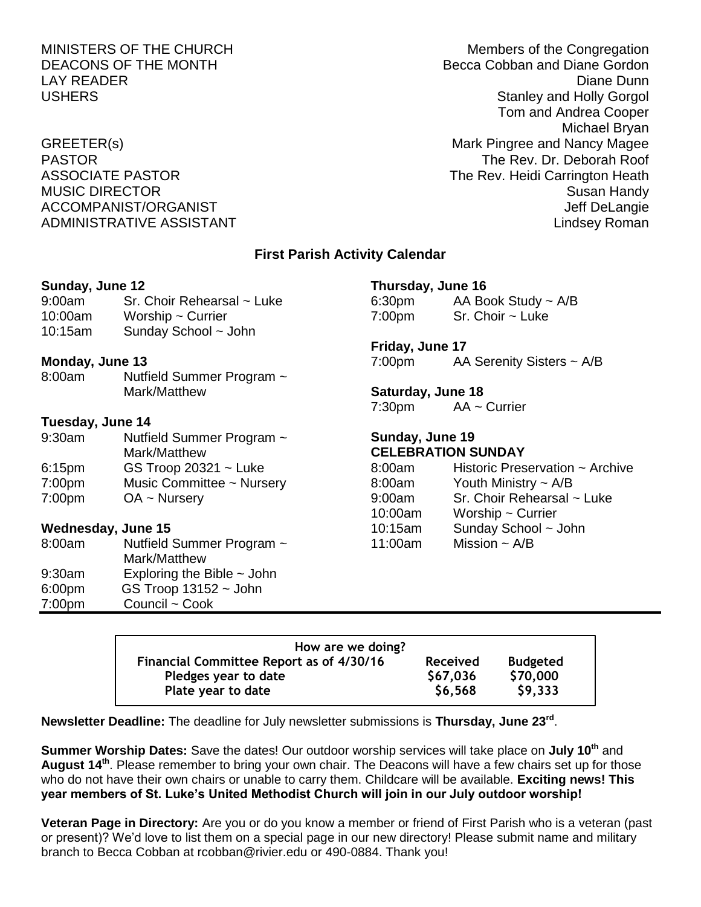| | |
|---|---|
| MINISTERS OF THE CHURCH | Members of the Congregation |
| DEACONS OF THE MONTH | Becca Cobban and Diane Gordon |
| LAY READER | Diane Dunn |
| USHERS | Stanley and Holly Gorgol<br>Tom and Andrea Cooper<br>Michael Bryan |
| GREETER(s) | Mark Pingree and Nancy Magee |
| PASTOR | The Rev. Dr. Deborah Roof |
| ASSOCIATE PASTOR | The Rev. Heidi Carrington Heath |
| MUSIC DIRECTOR | Susan Handy |
| ACCOMPANIST/ORGANIST | Jeff DeLangie |
| ADMINISTRATIVE ASSISTANT | Lindsey Roman |

## First Parish Activity Calendar

**Sunday, June 12**

| | |
|---|---|
| 9:00am | Sr. Choir Rehearsal ~ Luke |
| 10:00am | Worship ~ Currier |
| 10:15am | Sunday School ~ John |

**Monday, June 13**

| | |
|---|---|
| 8:00am | Nutfield Summer Program ~ Mark/Matthew |

**Tuesday, June 14**

| | |
|---|---|
| 9:30am | Nutfield Summer Program ~ Mark/Matthew |
| 6:15pm | GS Troop 20321 ~ Luke |
| 7:00pm | Music Committee ~ Nursery |
| 7:00pm | OA ~ Nursery |

**Wednesday, June 15**

| | |
|---|---|
| 8:00am | Nutfield Summer Program ~ Mark/Matthew |
| 9:30am | Exploring the Bible ~ John |
| 6:00pm | GS Troop 13152 ~ John |
| 7:00pm | Council ~ Cook |

**Thursday, June 16**

| | |
|---|---|
| 6:30pm | AA Book Study ~ A/B |
| 7:00pm | Sr. Choir ~ Luke |

**Friday, June 17**

| | |
|---|---|
| 7:00pm | AA Serenity Sisters ~ A/B |

**Saturday, June 18**

| | |
|---|---|
| 7:30pm | AA ~ Currier |

**Sunday, June 19**
**CELEBRATION SUNDAY**

| | |
|---|---|
| 8:00am | Historic Preservation ~ Archive |
| 8:00am | Youth Ministry ~ A/B |
| 9:00am | Sr. Choir Rehearsal ~ Luke |
| 10:00am | Worship ~ Currier |
| 10:15am | Sunday School ~ John |
| 11:00am | Mission ~ A/B |

**How are we doing?**

| Financial Committee Report as of 4/30/16 | Received | Budgeted |
|---|---|---|
| Pledges year to date | $67,036 | $70,000 |
| Plate year to date | $6,568 | $9,333 |

**Newsletter Deadline:** The deadline for July newsletter submissions is **Thursday, June 23rd**.

**Summer Worship Dates:** Save the dates! Our outdoor worship services will take place on **July 10th** and **August 14th**. Please remember to bring your own chair. The Deacons will have a few chairs set up for those who do not have their own chairs or unable to carry them. Childcare will be available. **Exciting news! This year members of St. Luke's United Methodist Church will join in our July outdoor worship!**

**Veteran Page in Directory:** Are you or do you know a member or friend of First Parish who is a veteran (past or present)? We'd love to list them on a special page in our new directory! Please submit name and military branch to Becca Cobban at rcobban@rivier.edu or 490-0884. Thank you!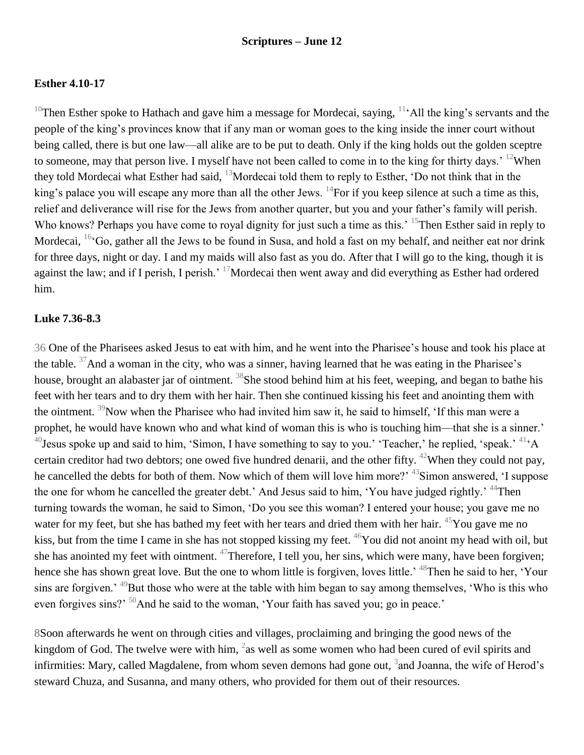**Scriptures – June 12**

**Esther 4.10-17**

[10]Then Esther spoke to Hathach and gave him a message for Mordecai, saying, [11]'All the king's servants and the people of the king's provinces know that if any man or woman goes to the king inside the inner court without being called, there is but one law—all alike are to be put to death. Only if the king holds out the golden sceptre to someone, may that person live. I myself have not been called to come in to the king for thirty days.' [12]When they told Mordecai what Esther had said, [13]Mordecai told them to reply to Esther, 'Do not think that in the king's palace you will escape any more than all the other Jews. [14]For if you keep silence at such a time as this, relief and deliverance will rise for the Jews from another quarter, but you and your father's family will perish. Who knows? Perhaps you have come to royal dignity for just such a time as this.' [15]Then Esther said in reply to Mordecai, [16]'Go, gather all the Jews to be found in Susa, and hold a fast on my behalf, and neither eat nor drink for three days, night or day. I and my maids will also fast as you do. After that I will go to the king, though it is against the law; and if I perish, I perish.' [17]Mordecai then went away and did everything as Esther had ordered him.

**Luke 7.36-8.3**

36 One of the Pharisees asked Jesus to eat with him, and he went into the Pharisee's house and took his place at the table. [37]And a woman in the city, who was a sinner, having learned that he was eating in the Pharisee's house, brought an alabaster jar of ointment. [38]She stood behind him at his feet, weeping, and began to bathe his feet with her tears and to dry them with her hair. Then she continued kissing his feet and anointing them with the ointment. [39]Now when the Pharisee who had invited him saw it, he said to himself, 'If this man were a prophet, he would have known who and what kind of woman this is who is touching him—that she is a sinner.' [40]Jesus spoke up and said to him, 'Simon, I have something to say to you.' 'Teacher,' he replied, 'speak.' [41]'A certain creditor had two debtors; one owed five hundred denarii, and the other fifty. [42]When they could not pay, he cancelled the debts for both of them. Now which of them will love him more?' [43]Simon answered, 'I suppose the one for whom he cancelled the greater debt.' And Jesus said to him, 'You have judged rightly.' [44]Then turning towards the woman, he said to Simon, 'Do you see this woman? I entered your house; you gave me no water for my feet, but she has bathed my feet with her tears and dried them with her hair. [45]You gave me no kiss, but from the time I came in she has not stopped kissing my feet. [46]You did not anoint my head with oil, but she has anointed my feet with ointment. [47]Therefore, I tell you, her sins, which were many, have been forgiven; hence she has shown great love. But the one to whom little is forgiven, loves little.' [48]Then he said to her, 'Your sins are forgiven.' [49]But those who were at the table with him began to say among themselves, 'Who is this who even forgives sins?' [50]And he said to the woman, 'Your faith has saved you; go in peace.'

8Soon afterwards he went on through cities and villages, proclaiming and bringing the good news of the kingdom of God. The twelve were with him, [2]as well as some women who had been cured of evil spirits and infirmities: Mary, called Magdalene, from whom seven demons had gone out, [3]and Joanna, the wife of Herod's steward Chuza, and Susanna, and many others, who provided for them out of their resources.